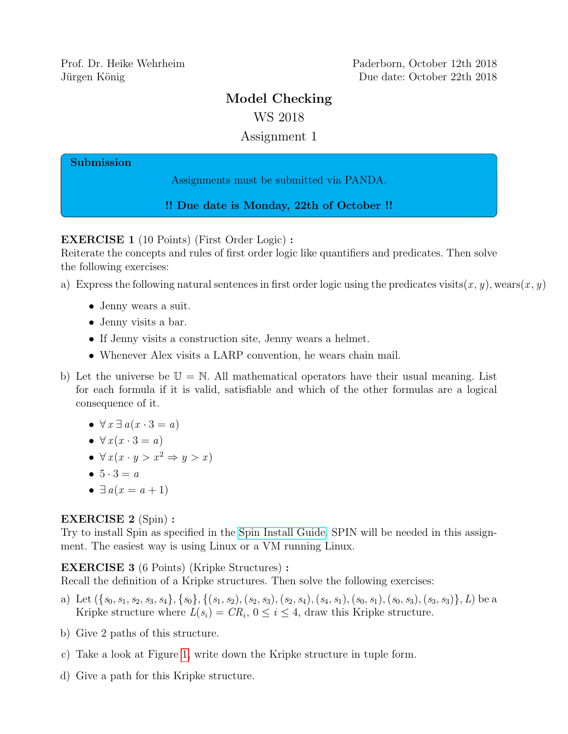Prof. Dr. Heike Wehrheim
Jürgen König

Paderborn, October 12th 2018
Due date: October 22th 2018

# Model Checking

## WS 2018

## Assignment 1

**Submission**

Assignments must be submitted via PANDA.

**!! Due date is Monday, 22th of October !!**

**EXERCISE 1** (10 Points) (First Order Logic) **:**
Reiterate the concepts and rules of first order logic like quantifiers and predicates. Then solve the following exercises:

a) Express the following natural sentences in first order logic using the predicates visits$(x, y)$, wears$(x, y)$

- Jenny wears a suit.
- Jenny visits a bar.
- If Jenny visits a construction site, Jenny wears a helmet.
- Whenever Alex visits a LARP convention, he wears chain mail.

b) Let the universe be $\mathbb{U} = \mathbb{N}$. All mathematical operators have their usual meaning. List for each formula if it is valid, satisfiable and which of the other formulas are a logical consequence of it.

- $\forall\, x \,\exists\, a(x \cdot 3 = a)$
- $\forall\, x(x \cdot 3 = a)$
- $\forall\, x(x \cdot y > x^2 \Rightarrow y > x)$
- $5 \cdot 3 = a$
- $\exists\, a(x = a + 1)$

**EXERCISE 2** (Spin) **:**
Try to install Spin as specified in the Spin Install Guide. SPIN will be needed in this assignment. The easiest way is using Linux or a VM running Linux.

**EXERCISE 3** (6 Points) (Kripke Structures) **:**
Recall the definition of a Kripke structures. Then solve the following exercises:

a) Let $(\{s_0, s_1, s_2, s_3, s_4\}, \{s_0\}, \{(s_1, s_2), (s_2, s_3), (s_2, s_4), (s_4, s_1), (s_0, s_1), (s_0, s_3), (s_3, s_3)\}, L)$ be a Kripke structure where $L(s_i) = CR_i$, $0 \leq i \leq 4$, draw this Kripke structure.

b) Give 2 paths of this structure.

c) Take a look at Figure 1, write down the Kripke structure in tuple form.

d) Give a path for this Kripke structure.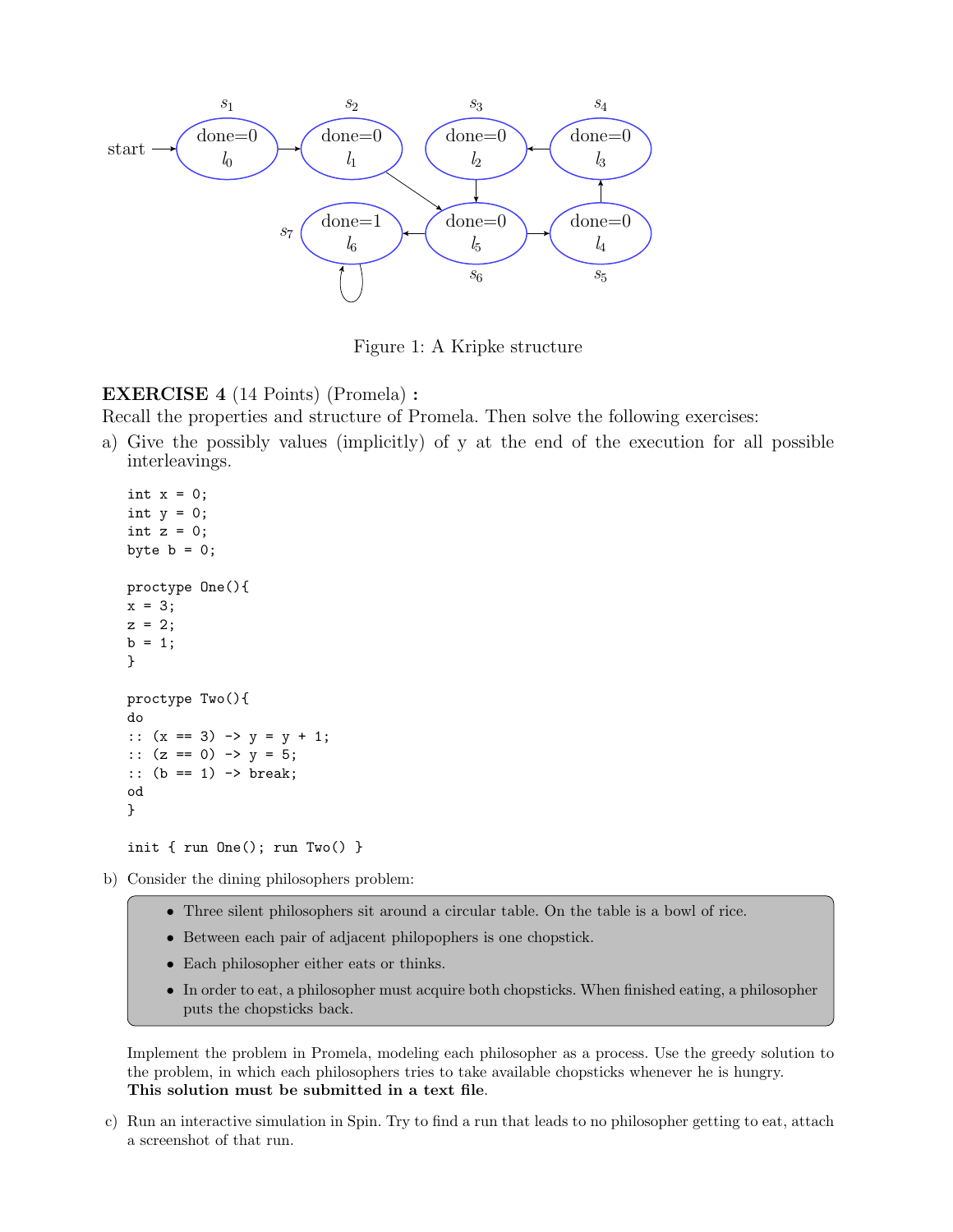start

$s_1$
done=0
$l_0$

$s_2$
done=0
$l_1$

$s_3$
done=0
$l_2$

$s_4$
done=0
$l_3$

$s_7$
done=1
$l_6$

$s_6$
done=0
$l_5$

$s_5$
done=0
$l_4$

Figure 1: A Kripke structure

**EXERCISE 4** (14 Points) (Promela) **:**

Recall the properties and structure of Promela. Then solve the following exercises:

a) Give the possibly values (implicitly) of y at the end of the execution for all possible interleavings.

```
int x = 0;
int y = 0;
int z = 0;
byte b = 0;

proctype One(){
x = 3;
z = 2;
b = 1;
}

proctype Two(){
do
:: (x == 3) -> y = y + 1;
:: (z == 0) -> y = 5;
:: (b == 1) -> break;
od
}

init { run One(); run Two() }
```

b) Consider the dining philosophers problem:

- Three silent philosophers sit around a circular table. On the table is a bowl of rice.
- Between each pair of adjacent philopophers is one chopstick.
- Each philosopher either eats or thinks.
- In order to eat, a philosopher must acquire both chopsticks. When finished eating, a philosopher puts the chopsticks back.

Implement the problem in Promela, modeling each philosopher as a process. Use the greedy solution to the problem, in which each philosophers tries to take available chopsticks whenever he is hungry. **This solution must be submitted in a text file**.

c) Run an interactive simulation in Spin. Try to find a run that leads to no philosopher getting to eat, attach a screenshot of that run.